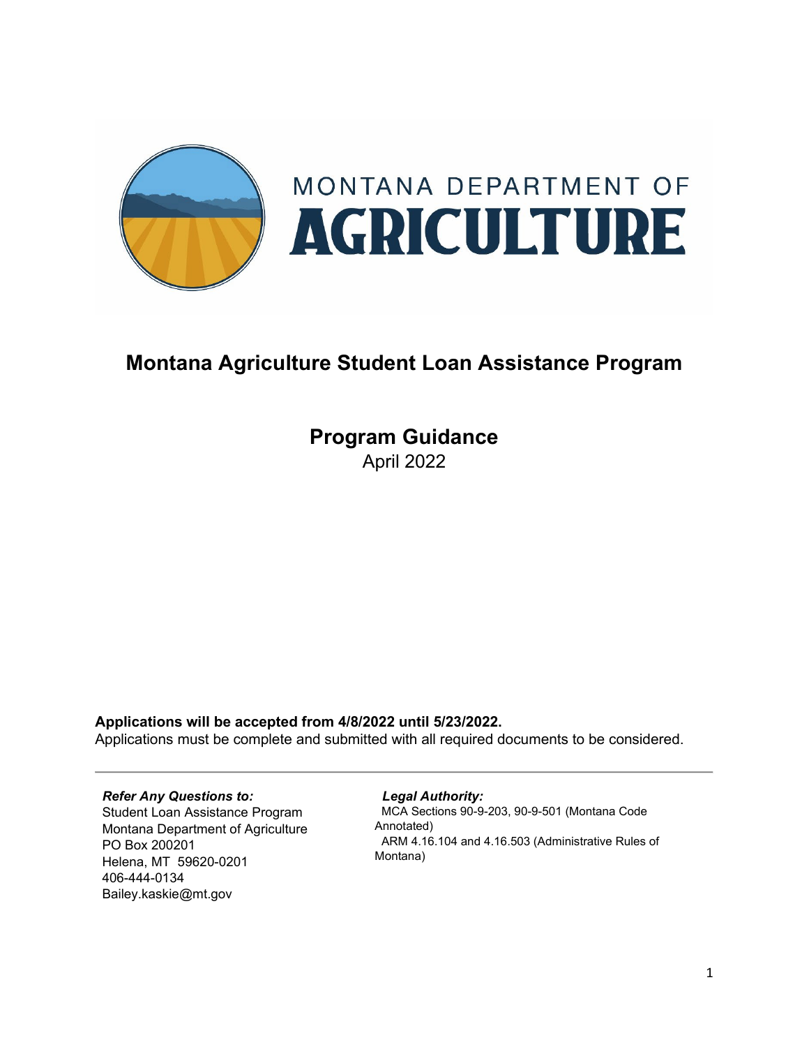MONTANA DEPARTMENT OF AGRICULTURE

# Montana Agriculture Student Loan Assistance Program

## Program Guidance

April 2022

**Applications will be accepted from 4/8/2022 until 5/23/2022.**
Applications must be complete and submitted with all required documents to be considered.

---

***Refer Any Questions to:***
Student Loan Assistance Program
Montana Department of Agriculture
PO Box 200201
Helena, MT 59620-0201
406-444-0134
Bailey.kaskie@mt.gov

***Legal Authority:***
MCA Sections 90-9-203, 90-9-501 (Montana Code Annotated)
ARM 4.16.104 and 4.16.503 (Administrative Rules of Montana)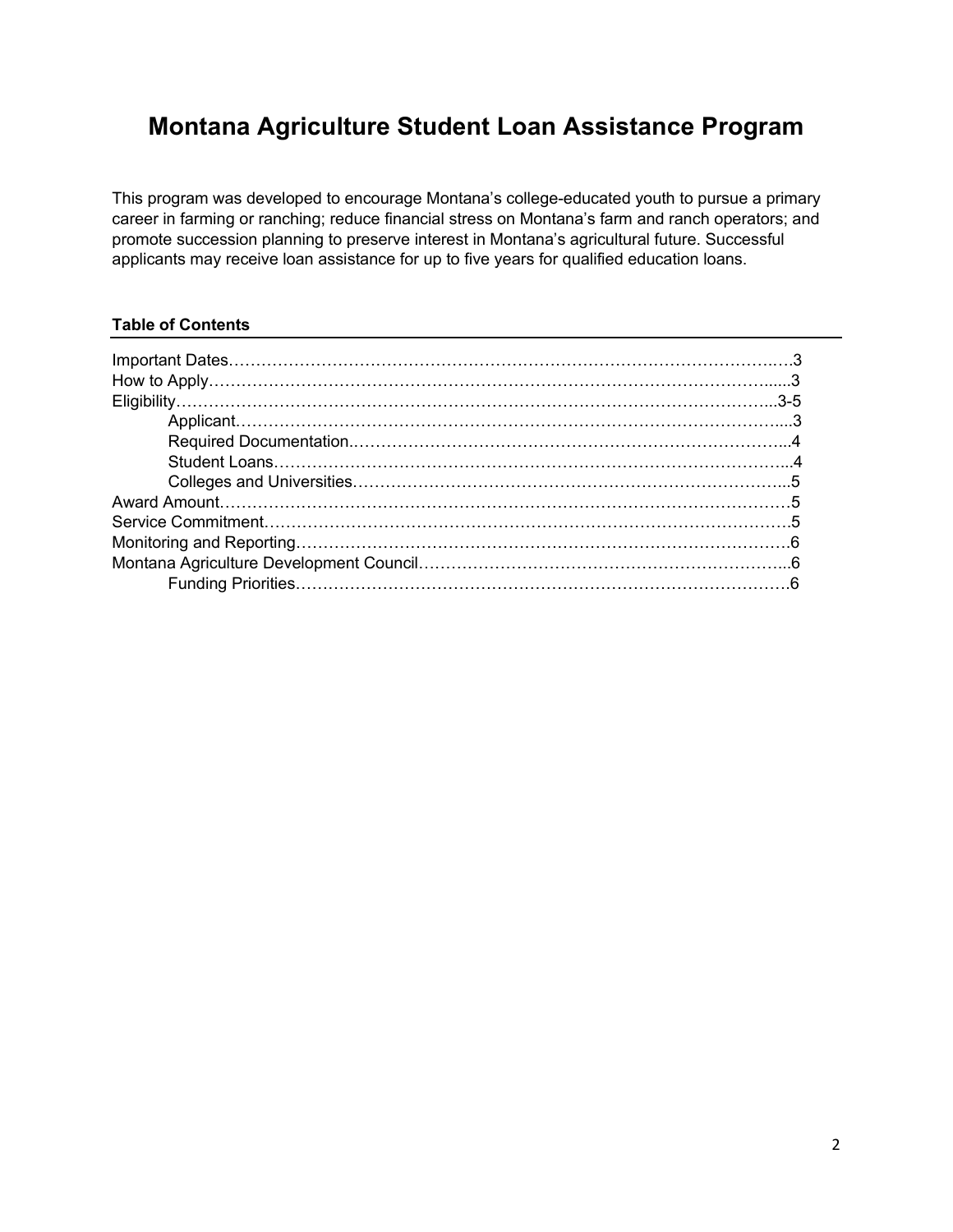# Montana Agriculture Student Loan Assistance Program

This program was developed to encourage Montana's college-educated youth to pursue a primary career in farming or ranching; reduce financial stress on Montana's farm and ranch operators; and promote succession planning to preserve interest in Montana's agricultural future. Successful applicants may receive loan assistance for up to five years for qualified education loans.

**Table of Contents**

- Important Dates……………………………………………………………………………………3
- How to Apply………………………………………………………………………………………3
- Eligibility…………………………………………………………………………………………3-5
  - Applicant…………………………………………………………………………………………3
  - Required Documentation…………………………………………………………………………4
  - Student Loans……………………………………………………………………………………4
  - Colleges and Universities…………………………………………………………………………5
- Award Amount……………………………………………………………………………………5
- Service Commitment………………………………………………………………………………5
- Monitoring and Reporting…………………………………………………………………………6
- Montana Agriculture Development Council………………………………………………………6
  - Funding Priorities…………………………………………………………………………………6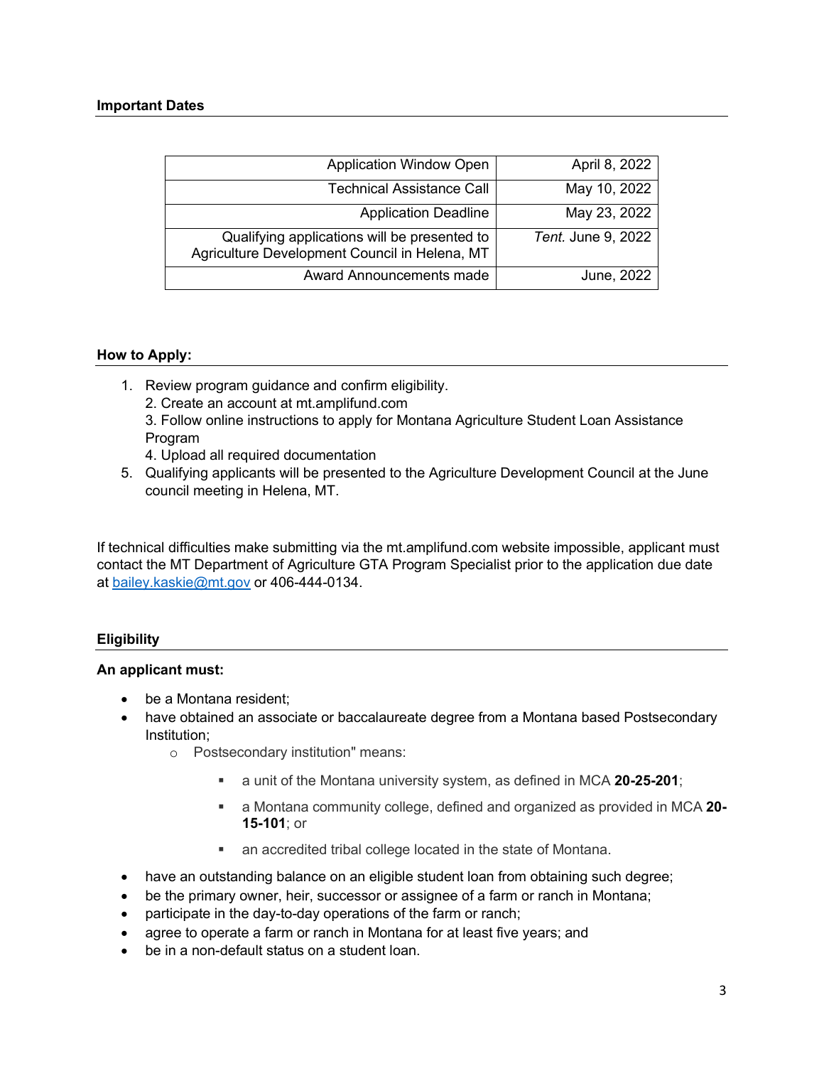## Important Dates

| | |
|---:|---:|
| Application Window Open | April 8, 2022 |
| Technical Assistance Call | May 10, 2022 |
| Application Deadline | May 23, 2022 |
| Qualifying applications will be presented to Agriculture Development Council in Helena, MT | *Tent.* June 9, 2022 |
| Award Announcements made | June, 2022 |

## How to Apply:

1. Review program guidance and confirm eligibility.
2. Create an account at mt.amplifund.com
3. Follow online instructions to apply for Montana Agriculture Student Loan Assistance Program
4. Upload all required documentation
5. Qualifying applicants will be presented to the Agriculture Development Council at the June council meeting in Helena, MT.

If technical difficulties make submitting via the mt.amplifund.com website impossible, applicant must contact the MT Department of Agriculture GTA Program Specialist prior to the application due date at [bailey.kaskie@mt.gov](mailto:bailey.kaskie@mt.gov) or 406-444-0134.

## Eligibility

**An applicant must:**

- be a Montana resident;
- have obtained an associate or baccalaureate degree from a Montana based Postsecondary Institution;
  - Postsecondary institution" means:
    - a unit of the Montana university system, as defined in MCA **20-25-201**;
    - a Montana community college, defined and organized as provided in MCA **20-15-101**; or
    - an accredited tribal college located in the state of Montana.
- have an outstanding balance on an eligible student loan from obtaining such degree;
- be the primary owner, heir, successor or assignee of a farm or ranch in Montana;
- participate in the day-to-day operations of the farm or ranch;
- agree to operate a farm or ranch in Montana for at least five years; and
- be in a non-default status on a student loan.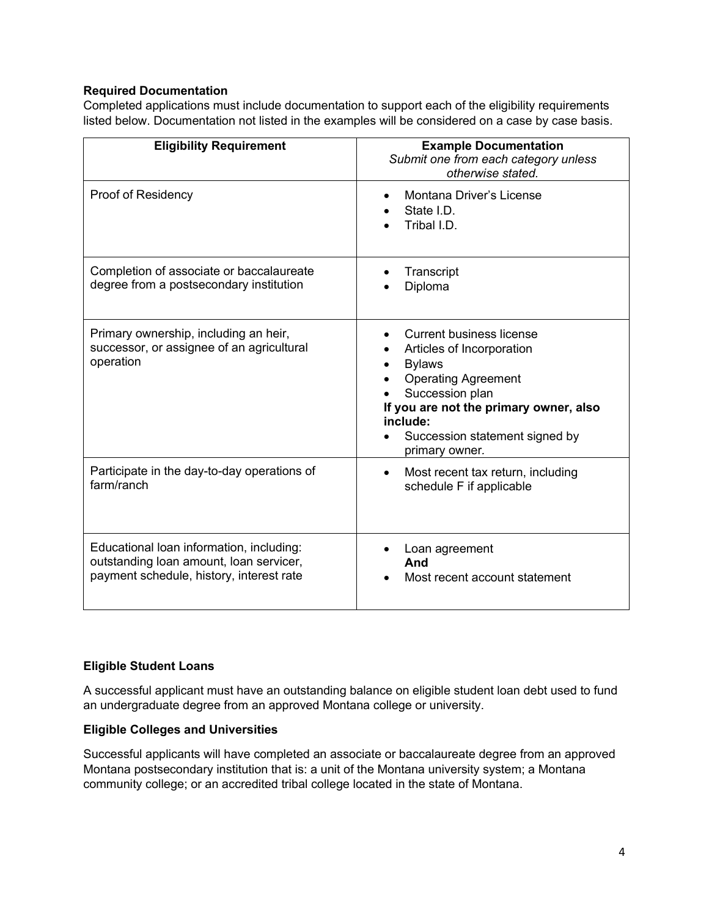**Required Documentation**

Completed applications must include documentation to support each of the eligibility requirements listed below. Documentation not listed in the examples will be considered on a case by case basis.

| Eligibility Requirement | Example Documentation<br>*Submit one from each category unless otherwise stated.* |
|---|---|
| Proof of Residency | • Montana Driver's License<br>• State I.D.<br>• Tribal I.D. |
| Completion of associate or baccalaureate degree from a postsecondary institution | • Transcript<br>• Diploma |
| Primary ownership, including an heir, successor, or assignee of an agricultural operation | • Current business license<br>• Articles of Incorporation<br>• Bylaws<br>• Operating Agreement<br>• Succession plan<br>**If you are not the primary owner, also include:**<br>• Succession statement signed by primary owner. |
| Participate in the day-to-day operations of farm/ranch | • Most recent tax return, including schedule F if applicable |
| Educational loan information, including: outstanding loan amount, loan servicer, payment schedule, history, interest rate | • Loan agreement<br>**And**<br>• Most recent account statement |

**Eligible Student Loans**

A successful applicant must have an outstanding balance on eligible student loan debt used to fund an undergraduate degree from an approved Montana college or university.

**Eligible Colleges and Universities**

Successful applicants will have completed an associate or baccalaureate degree from an approved Montana postsecondary institution that is: a unit of the Montana university system; a Montana community college; or an accredited tribal college located in the state of Montana.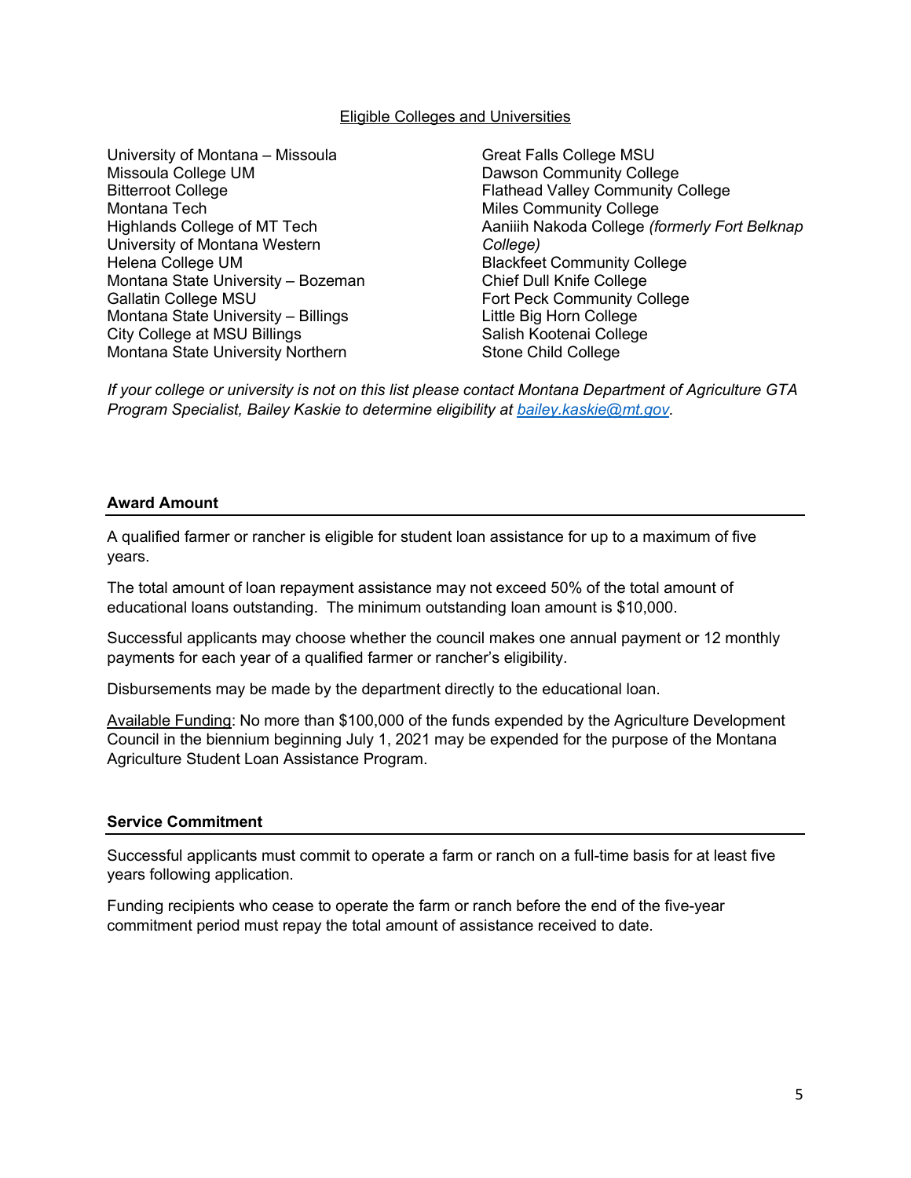Eligible Colleges and Universities

University of Montana – Missoula
Missoula College UM
Bitterroot College
Montana Tech
Highlands College of MT Tech
University of Montana Western
Helena College UM
Montana State University – Bozeman
Gallatin College MSU
Montana State University – Billings
City College at MSU Billings
Montana State University Northern
Great Falls College MSU
Dawson Community College
Flathead Valley Community College
Miles Community College
Aaniiih Nakoda College *(formerly Fort Belknap College)*
Blackfeet Community College
Chief Dull Knife College
Fort Peck Community College
Little Big Horn College
Salish Kootenai College
Stone Child College

*If your college or university is not on this list please contact Montana Department of Agriculture GTA Program Specialist, Bailey Kaskie to determine eligibility at [bailey.kaskie@mt.gov](mailto:bailey.kaskie@mt.gov).*

## Award Amount

A qualified farmer or rancher is eligible for student loan assistance for up to a maximum of five years.

The total amount of loan repayment assistance may not exceed 50% of the total amount of educational loans outstanding. The minimum outstanding loan amount is $10,000.

Successful applicants may choose whether the council makes one annual payment or 12 monthly payments for each year of a qualified farmer or rancher's eligibility.

Disbursements may be made by the department directly to the educational loan.

Available Funding: No more than $100,000 of the funds expended by the Agriculture Development Council in the biennium beginning July 1, 2021 may be expended for the purpose of the Montana Agriculture Student Loan Assistance Program.

## Service Commitment

Successful applicants must commit to operate a farm or ranch on a full-time basis for at least five years following application.

Funding recipients who cease to operate the farm or ranch before the end of the five-year commitment period must repay the total amount of assistance received to date.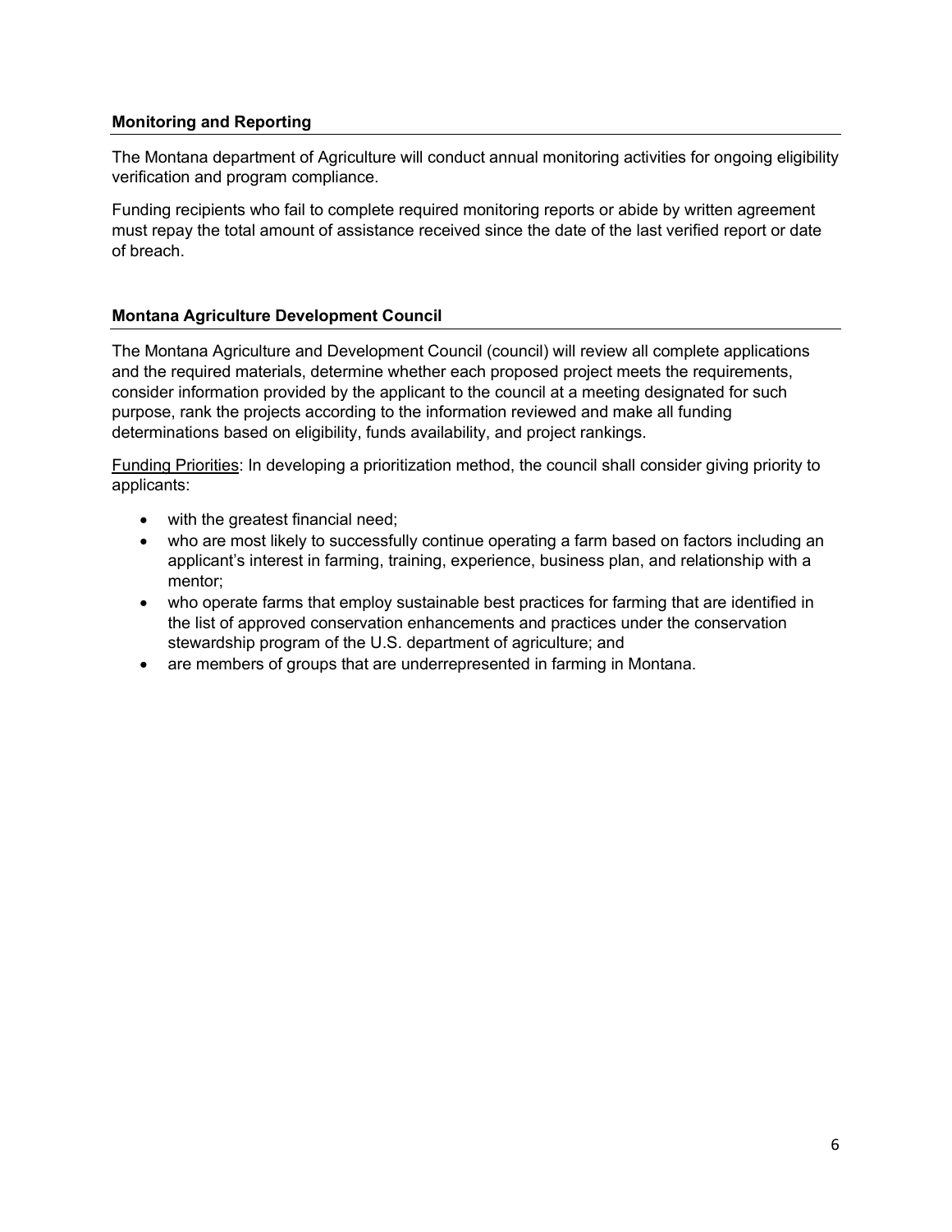### Monitoring and Reporting

The Montana department of Agriculture will conduct annual monitoring activities for ongoing eligibility verification and program compliance.

Funding recipients who fail to complete required monitoring reports or abide by written agreement must repay the total amount of assistance received since the date of the last verified report or date of breach.

### Montana Agriculture Development Council

The Montana Agriculture and Development Council (council) will review all complete applications and the required materials, determine whether each proposed project meets the requirements, consider information provided by the applicant to the council at a meeting designated for such purpose, rank the projects according to the information reviewed and make all funding determinations based on eligibility, funds availability, and project rankings.

Funding Priorities: In developing a prioritization method, the council shall consider giving priority to applicants:

- with the greatest financial need;
- who are most likely to successfully continue operating a farm based on factors including an applicant's interest in farming, training, experience, business plan, and relationship with a mentor;
- who operate farms that employ sustainable best practices for farming that are identified in the list of approved conservation enhancements and practices under the conservation stewardship program of the U.S. department of agriculture; and
- are members of groups that are underrepresented in farming in Montana.